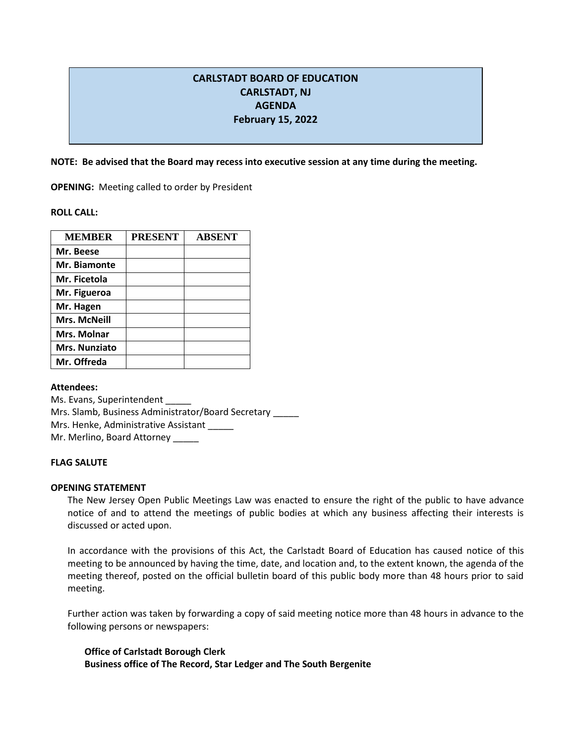# CARLSTADT BOARD OF EDUCATION
## CARLSTADT, NJ
## AGENDA
## February 15, 2022

**NOTE: Be advised that the Board may recess into executive session at any time during the meeting.**

**OPENING:** Meeting called to order by President

**ROLL CALL:**

| MEMBER | PRESENT | ABSENT |
|---|---|---|
| **Mr. Beese** | | |
| **Mr. Biamonte** | | |
| **Mr. Ficetola** | | |
| **Mr. Figueroa** | | |
| **Mr. Hagen** | | |
| **Mrs. McNeill** | | |
| **Mrs. Molnar** | | |
| **Mrs. Nunziato** | | |
| **Mr. Offreda** | | |

**Attendees:**

Ms. Evans, Superintendent _____
Mrs. Slamb, Business Administrator/Board Secretary _____
Mrs. Henke, Administrative Assistant _____
Mr. Merlino, Board Attorney _____

**FLAG SALUTE**

**OPENING STATEMENT**

The New Jersey Open Public Meetings Law was enacted to ensure the right of the public to have advance notice of and to attend the meetings of public bodies at which any business affecting their interests is discussed or acted upon.

In accordance with the provisions of this Act, the Carlstadt Board of Education has caused notice of this meeting to be announced by having the time, date, and location and, to the extent known, the agenda of the meeting thereof, posted on the official bulletin board of this public body more than 48 hours prior to said meeting.

Further action was taken by forwarding a copy of said meeting notice more than 48 hours in advance to the following persons or newspapers:

**Office of Carlstadt Borough Clerk**
**Business office of The Record, Star Ledger and The South Bergenite**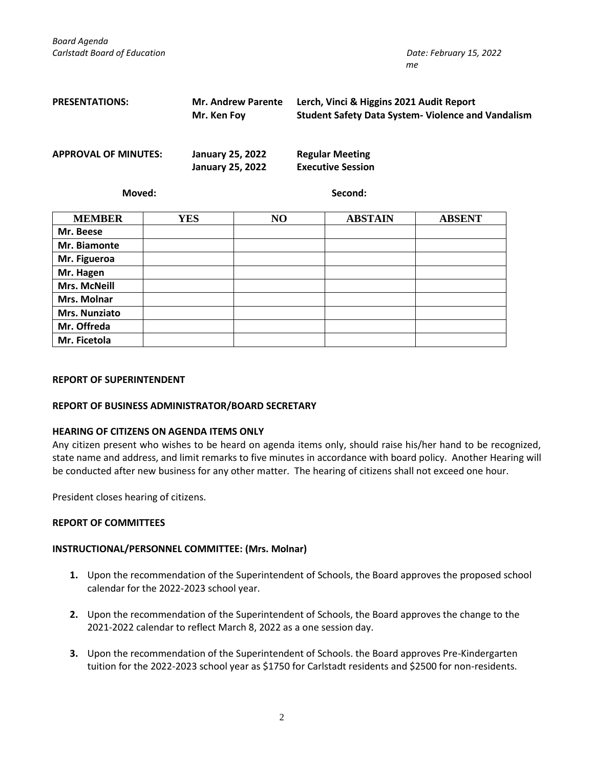**PRESENTATIONS:** **Mr. Andrew Parente** **Lerch, Vinci & Higgins 2021 Audit Report**
**Mr. Ken Foy** **Student Safety Data System- Violence and Vandalism**

**APPROVAL OF MINUTES:** **January 25, 2022** **Regular Meeting**
**January 25, 2022** **Executive Session**

**Moved:** **Second:**

| MEMBER | YES | NO | ABSTAIN | ABSENT |
|---|---|---|---|---|
| Mr. Beese | | | | |
| Mr. Biamonte | | | | |
| Mr. Figueroa | | | | |
| Mr. Hagen | | | | |
| Mrs. McNeill | | | | |
| Mrs. Molnar | | | | |
| Mrs. Nunziato | | | | |
| Mr. Offreda | | | | |
| Mr. Ficetola | | | | |

**REPORT OF SUPERINTENDENT**

**REPORT OF BUSINESS ADMINISTRATOR/BOARD SECRETARY**

**HEARING OF CITIZENS ON AGENDA ITEMS ONLY**

Any citizen present who wishes to be heard on agenda items only, should raise his/her hand to be recognized, state name and address, and limit remarks to five minutes in accordance with board policy. Another Hearing will be conducted after new business for any other matter. The hearing of citizens shall not exceed one hour.

President closes hearing of citizens.

**REPORT OF COMMITTEES**

**INSTRUCTIONAL/PERSONNEL COMMITTEE: (Mrs. Molnar)**

1. Upon the recommendation of the Superintendent of Schools, the Board approves the proposed school calendar for the 2022-2023 school year.

2. Upon the recommendation of the Superintendent of Schools, the Board approves the change to the 2021-2022 calendar to reflect March 8, 2022 as a one session day.

3. Upon the recommendation of the Superintendent of Schools. the Board approves Pre-Kindergarten tuition for the 2022-2023 school year as $1750 for Carlstadt residents and $2500 for non-residents.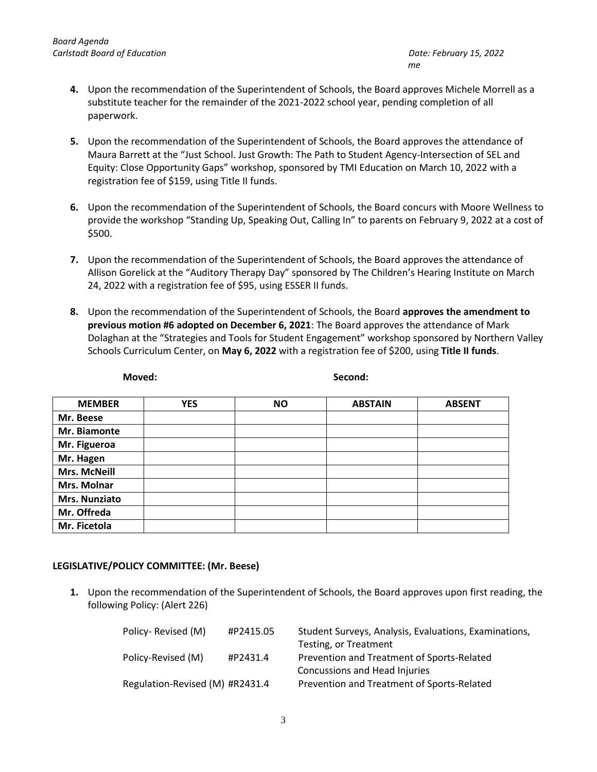4. Upon the recommendation of the Superintendent of Schools, the Board approves Michele Morrell as a substitute teacher for the remainder of the 2021-2022 school year, pending completion of all paperwork.

5. Upon the recommendation of the Superintendent of Schools, the Board approves the attendance of Maura Barrett at the "Just School. Just Growth: The Path to Student Agency-Intersection of SEL and Equity: Close Opportunity Gaps" workshop, sponsored by TMI Education on March 10, 2022 with a registration fee of $159, using Title II funds.

6. Upon the recommendation of the Superintendent of Schools, the Board concurs with Moore Wellness to provide the workshop "Standing Up, Speaking Out, Calling In" to parents on February 9, 2022 at a cost of $500.

7. Upon the recommendation of the Superintendent of Schools, the Board approves the attendance of Allison Gorelick at the "Auditory Therapy Day" sponsored by The Children's Hearing Institute on March 24, 2022 with a registration fee of $95, using ESSER II funds.

8. Upon the recommendation of the Superintendent of Schools, the Board **approves the amendment to previous motion #6 adopted on December 6, 2021**: The Board approves the attendance of Mark Dolaghan at the "Strategies and Tools for Student Engagement" workshop sponsored by Northern Valley Schools Curriculum Center, on **May 6, 2022** with a registration fee of $200, using **Title II funds**.

**Moved:** **Second:**

| MEMBER | YES | NO | ABSTAIN | ABSENT |
|---|---|---|---|---|
| **Mr. Beese** | | | | |
| **Mr. Biamonte** | | | | |
| **Mr. Figueroa** | | | | |
| **Mr. Hagen** | | | | |
| **Mrs. McNeill** | | | | |
| **Mrs. Molnar** | | | | |
| **Mrs. Nunziato** | | | | |
| **Mr. Offreda** | | | | |
| **Mr. Ficetola** | | | | |

## LEGISLATIVE/POLICY COMMITTEE: (Mr. Beese)

1. Upon the recommendation of the Superintendent of Schools, the Board approves upon first reading, the following Policy: (Alert 226)

| | | |
|---|---|---|
| Policy- Revised (M) | #P2415.05 | Student Surveys, Analysis, Evaluations, Examinations, Testing, or Treatment |
| Policy-Revised (M) | #P2431.4 | Prevention and Treatment of Sports-Related Concussions and Head Injuries |
| Regulation-Revised (M) | #R2431.4 | Prevention and Treatment of Sports-Related |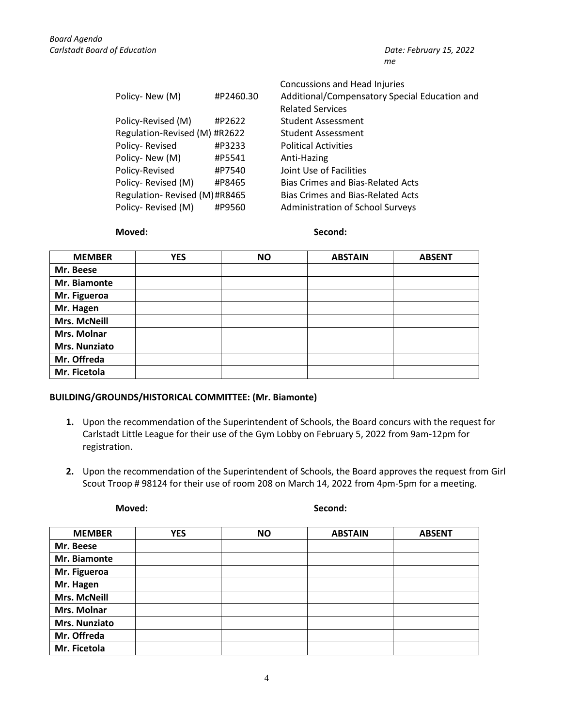| | | |
|---|---|---|
| | | Concussions and Head Injuries |
| Policy- New (M) | #P2460.30 | Additional/Compensatory Special Education and Related Services |
| Policy-Revised (M) | #P2622 | Student Assessment |
| Regulation-Revised (M) | #R2622 | Student Assessment |
| Policy- Revised | #P3233 | Political Activities |
| Policy- New (M) | #P5541 | Anti-Hazing |
| Policy-Revised | #P7540 | Joint Use of Facilities |
| Policy- Revised (M) | #P8465 | Bias Crimes and Bias-Related Acts |
| Regulation- Revised (M) | #R8465 | Bias Crimes and Bias-Related Acts |
| Policy- Revised (M) | #P9560 | Administration of School Surveys |

**Moved:** **Second:**

| MEMBER | YES | NO | ABSTAIN | ABSENT |
|---|---|---|---|---|
| Mr. Beese | | | | |
| Mr. Biamonte | | | | |
| Mr. Figueroa | | | | |
| Mr. Hagen | | | | |
| Mrs. McNeill | | | | |
| Mrs. Molnar | | | | |
| Mrs. Nunziato | | | | |
| Mr. Offreda | | | | |
| Mr. Ficetola | | | | |

**BUILDING/GROUNDS/HISTORICAL COMMITTEE: (Mr. Biamonte)**

1. Upon the recommendation of the Superintendent of Schools, the Board concurs with the request for Carlstadt Little League for their use of the Gym Lobby on February 5, 2022 from 9am-12pm for registration.

2. Upon the recommendation of the Superintendent of Schools, the Board approves the request from Girl Scout Troop # 98124 for their use of room 208 on March 14, 2022 from 4pm-5pm for a meeting.

**Moved:** **Second:**

| MEMBER | YES | NO | ABSTAIN | ABSENT |
|---|---|---|---|---|
| Mr. Beese | | | | |
| Mr. Biamonte | | | | |
| Mr. Figueroa | | | | |
| Mr. Hagen | | | | |
| Mrs. McNeill | | | | |
| Mrs. Molnar | | | | |
| Mrs. Nunziato | | | | |
| Mr. Offreda | | | | |
| Mr. Ficetola | | | | |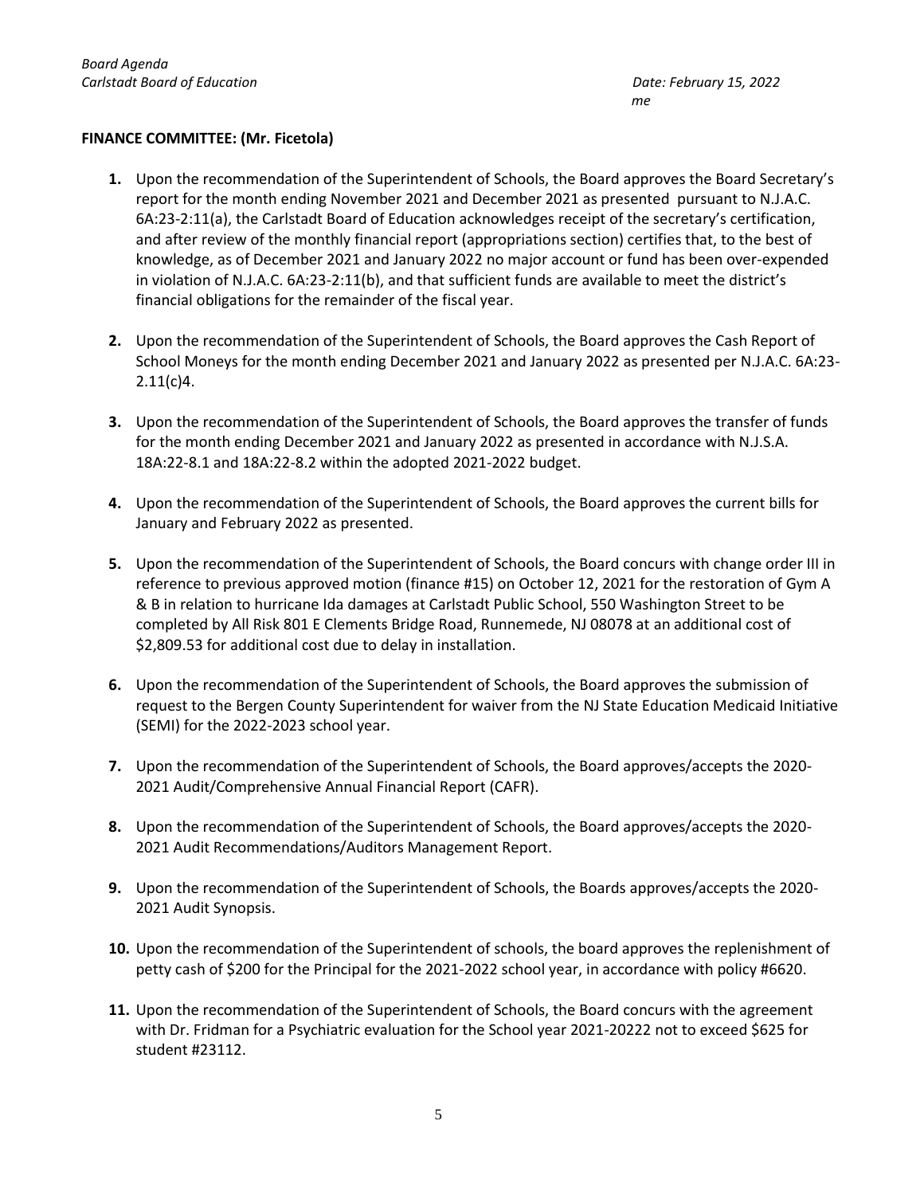**FINANCE COMMITTEE: (Mr. Ficetola)**

1. Upon the recommendation of the Superintendent of Schools, the Board approves the Board Secretary's report for the month ending November 2021 and December 2021 as presented pursuant to N.J.A.C. 6A:23-2:11(a), the Carlstadt Board of Education acknowledges receipt of the secretary's certification, and after review of the monthly financial report (appropriations section) certifies that, to the best of knowledge, as of December 2021 and January 2022 no major account or fund has been over-expended in violation of N.J.A.C. 6A:23-2:11(b), and that sufficient funds are available to meet the district's financial obligations for the remainder of the fiscal year.

2. Upon the recommendation of the Superintendent of Schools, the Board approves the Cash Report of School Moneys for the month ending December 2021 and January 2022 as presented per N.J.A.C. 6A:23-2.11(c)4.

3. Upon the recommendation of the Superintendent of Schools, the Board approves the transfer of funds for the month ending December 2021 and January 2022 as presented in accordance with N.J.S.A. 18A:22-8.1 and 18A:22-8.2 within the adopted 2021-2022 budget.

4. Upon the recommendation of the Superintendent of Schools, the Board approves the current bills for January and February 2022 as presented.

5. Upon the recommendation of the Superintendent of Schools, the Board concurs with change order III in reference to previous approved motion (finance #15) on October 12, 2021 for the restoration of Gym A & B in relation to hurricane Ida damages at Carlstadt Public School, 550 Washington Street to be completed by All Risk 801 E Clements Bridge Road, Runnemede, NJ 08078 at an additional cost of $2,809.53 for additional cost due to delay in installation.

6. Upon the recommendation of the Superintendent of Schools, the Board approves the submission of request to the Bergen County Superintendent for waiver from the NJ State Education Medicaid Initiative (SEMI) for the 2022-2023 school year.

7. Upon the recommendation of the Superintendent of Schools, the Board approves/accepts the 2020-2021 Audit/Comprehensive Annual Financial Report (CAFR).

8. Upon the recommendation of the Superintendent of Schools, the Board approves/accepts the 2020-2021 Audit Recommendations/Auditors Management Report.

9. Upon the recommendation of the Superintendent of Schools, the Boards approves/accepts the 2020-2021 Audit Synopsis.

10. Upon the recommendation of the Superintendent of schools, the board approves the replenishment of petty cash of $200 for the Principal for the 2021-2022 school year, in accordance with policy #6620.

11. Upon the recommendation of the Superintendent of Schools, the Board concurs with the agreement with Dr. Fridman for a Psychiatric evaluation for the School year 2021-20222 not to exceed $625 for student #23112.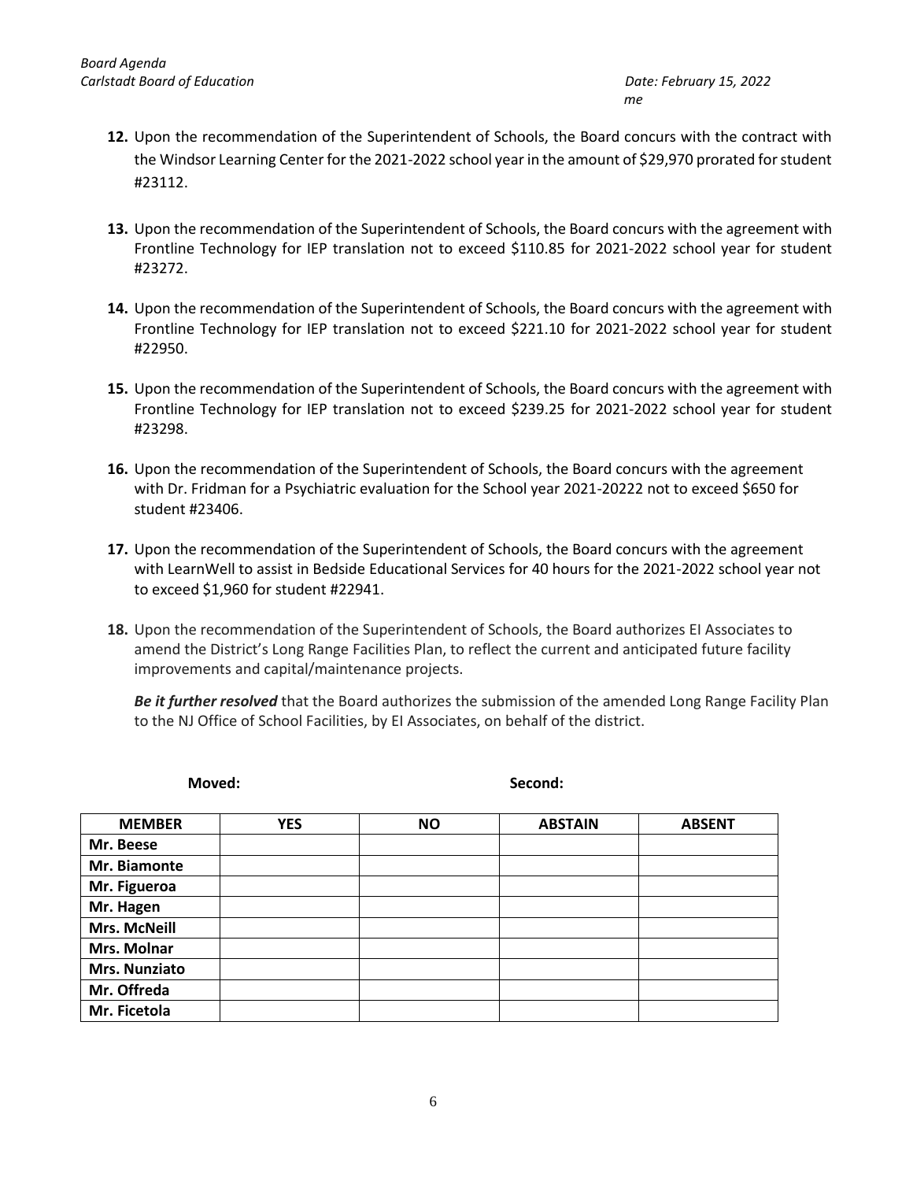12. Upon the recommendation of the Superintendent of Schools, the Board concurs with the contract with the Windsor Learning Center for the 2021-2022 school year in the amount of $29,970 prorated for student #23112.

13. Upon the recommendation of the Superintendent of Schools, the Board concurs with the agreement with Frontline Technology for IEP translation not to exceed $110.85 for 2021-2022 school year for student #23272.

14. Upon the recommendation of the Superintendent of Schools, the Board concurs with the agreement with Frontline Technology for IEP translation not to exceed $221.10 for 2021-2022 school year for student #22950.

15. Upon the recommendation of the Superintendent of Schools, the Board concurs with the agreement with Frontline Technology for IEP translation not to exceed $239.25 for 2021-2022 school year for student #23298.

16. Upon the recommendation of the Superintendent of Schools, the Board concurs with the agreement with Dr. Fridman for a Psychiatric evaluation for the School year 2021-20222 not to exceed $650 for student #23406.

17. Upon the recommendation of the Superintendent of Schools, the Board concurs with the agreement with LearnWell to assist in Bedside Educational Services for 40 hours for the 2021-2022 school year not to exceed $1,960 for student #22941.

18. Upon the recommendation of the Superintendent of Schools, the Board authorizes EI Associates to amend the District's Long Range Facilities Plan, to reflect the current and anticipated future facility improvements and capital/maintenance projects.

    ***Be it further resolved*** that the Board authorizes the submission of the amended Long Range Facility Plan to the NJ Office of School Facilities, by EI Associates, on behalf of the district.

**Moved:** **Second:**

| MEMBER | YES | NO | ABSTAIN | ABSENT |
|---|---|---|---|---|
| **Mr. Beese** | | | | |
| **Mr. Biamonte** | | | | |
| **Mr. Figueroa** | | | | |
| **Mr. Hagen** | | | | |
| **Mrs. McNeill** | | | | |
| **Mrs. Molnar** | | | | |
| **Mrs. Nunziato** | | | | |
| **Mr. Offreda** | | | | |
| **Mr. Ficetola** | | | | |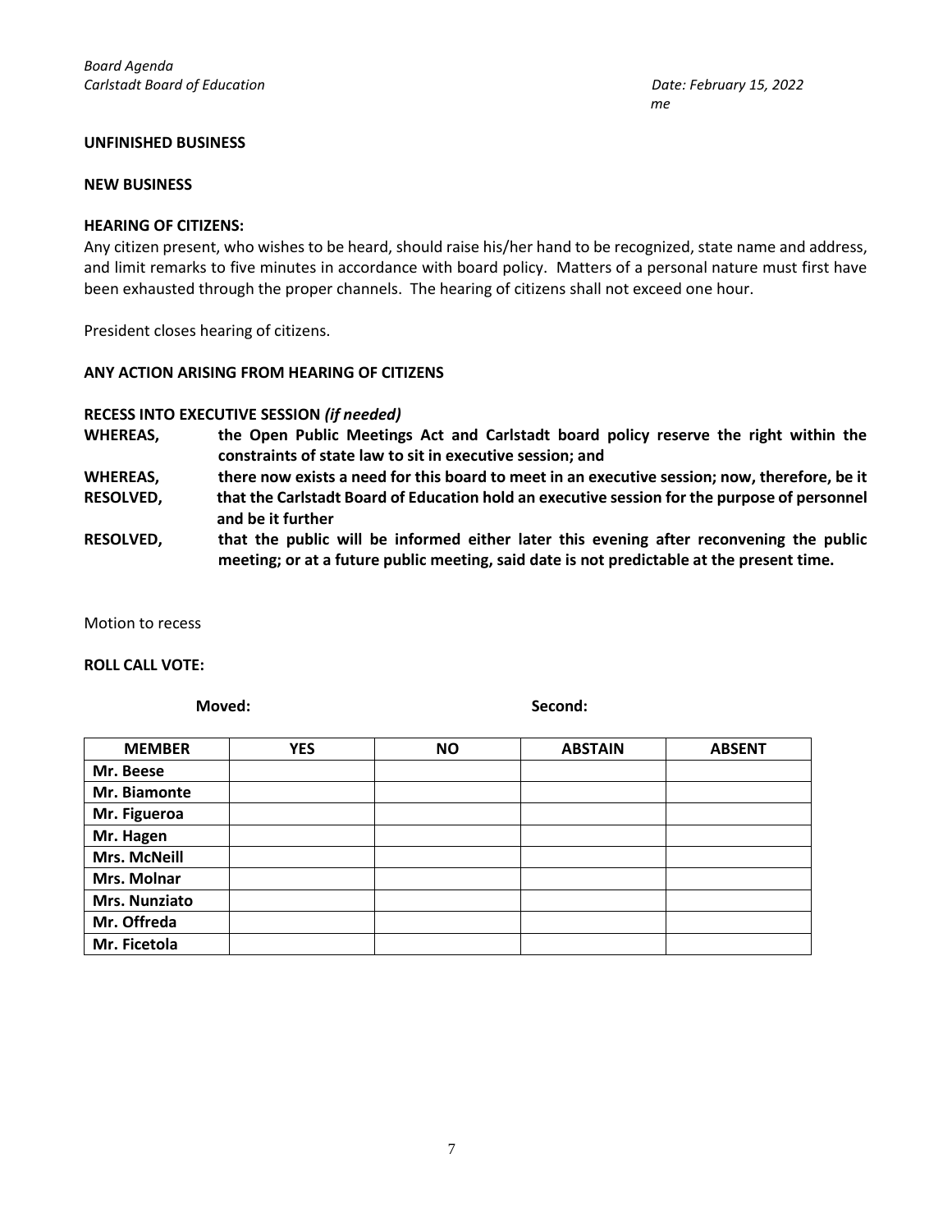**UNFINISHED BUSINESS**

**NEW BUSINESS**

**HEARING OF CITIZENS:**

Any citizen present, who wishes to be heard, should raise his/her hand to be recognized, state name and address, and limit remarks to five minutes in accordance with board policy. Matters of a personal nature must first have been exhausted through the proper channels. The hearing of citizens shall not exceed one hour.

President closes hearing of citizens.

**ANY ACTION ARISING FROM HEARING OF CITIZENS**

**RECESS INTO EXECUTIVE SESSION** ***(if needed)***

**WHEREAS,** **the Open Public Meetings Act and Carlstadt board policy reserve the right within the constraints of state law to sit in executive session; and**

**WHEREAS,** **there now exists a need for this board to meet in an executive session; now, therefore, be it**

**RESOLVED,** **that the Carlstadt Board of Education hold an executive session for the purpose of personnel and be it further**

**RESOLVED,** **that the public will be informed either later this evening after reconvening the public meeting; or at a future public meeting, said date is not predictable at the present time.**

Motion to recess

**ROLL CALL VOTE:**

**Moved:** **Second:**

| MEMBER | YES | NO | ABSTAIN | ABSENT |
|---|---|---|---|---|
| Mr. Beese | | | | |
| Mr. Biamonte | | | | |
| Mr. Figueroa | | | | |
| Mr. Hagen | | | | |
| Mrs. McNeill | | | | |
| Mrs. Molnar | | | | |
| Mrs. Nunziato | | | | |
| Mr. Offreda | | | | |
| Mr. Ficetola | | | | |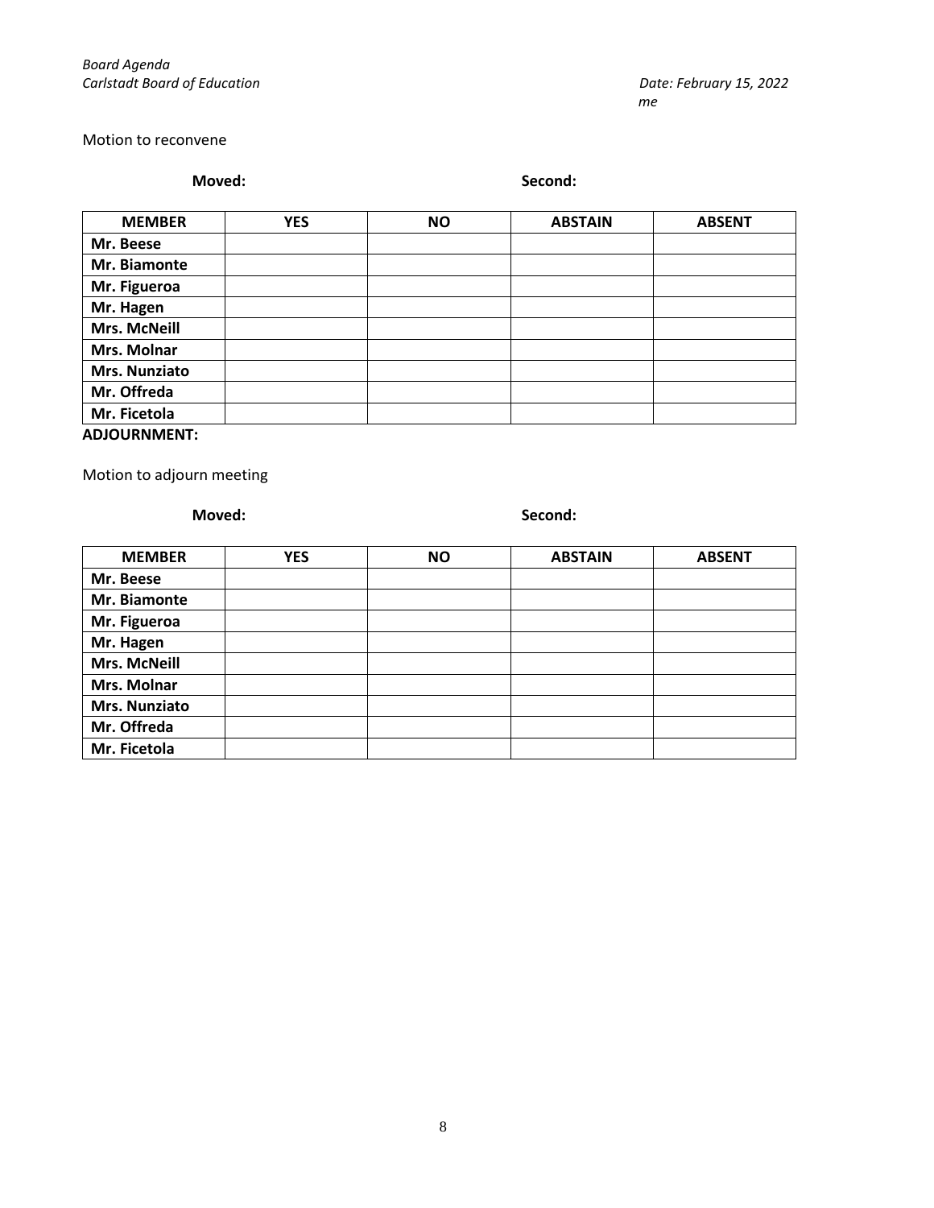Motion to reconvene

**Moved:** **Second:**

| MEMBER | YES | NO | ABSTAIN | ABSENT |
|---|---|---|---|---|
| **Mr. Beese** | | | | |
| **Mr. Biamonte** | | | | |
| **Mr. Figueroa** | | | | |
| **Mr. Hagen** | | | | |
| **Mrs. McNeill** | | | | |
| **Mrs. Molnar** | | | | |
| **Mrs. Nunziato** | | | | |
| **Mr. Offreda** | | | | |
| **Mr. Ficetola** | | | | |

**ADJOURNMENT:**

Motion to adjourn meeting

**Moved:** **Second:**

| MEMBER | YES | NO | ABSTAIN | ABSENT |
|---|---|---|---|---|
| **Mr. Beese** | | | | |
| **Mr. Biamonte** | | | | |
| **Mr. Figueroa** | | | | |
| **Mr. Hagen** | | | | |
| **Mrs. McNeill** | | | | |
| **Mrs. Molnar** | | | | |
| **Mrs. Nunziato** | | | | |
| **Mr. Offreda** | | | | |
| **Mr. Ficetola** | | | | |